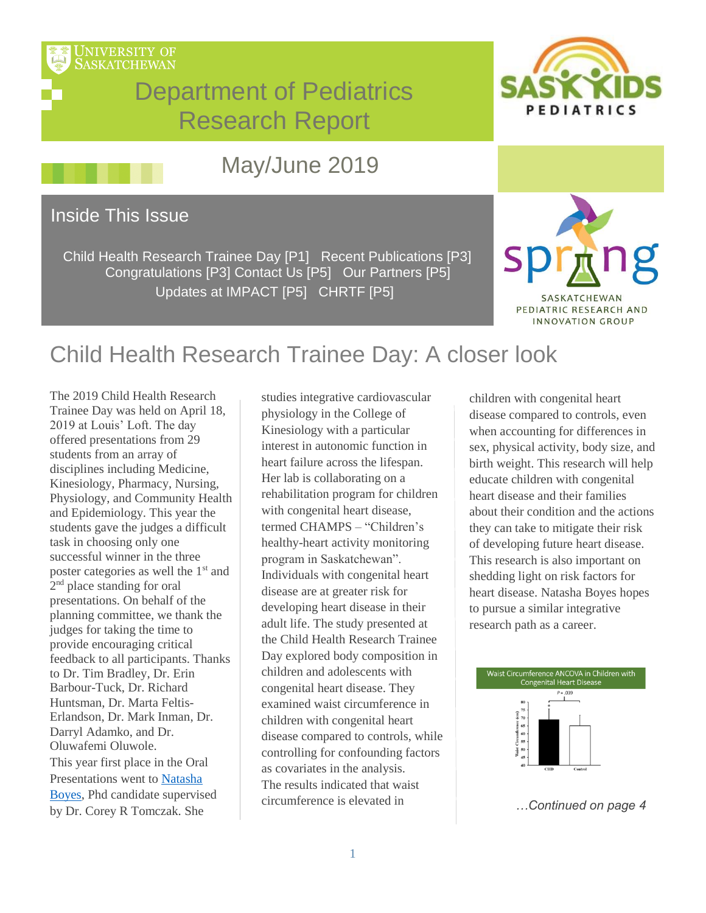University of Saskatchewan

# Department of Pediatrics Research Report

## May/June 2019

### Inside This Issue

Child Health Research Trainee Day [P1] Recent Publications [P3] Congratulations [P3] Contact Us [P5] Our Partners [P5] Updates at IMPACT [P5] CHRTF [P5]

# Child Health Research Trainee Day: A closer look

The 2019 Child Health Research Trainee Day was held on April 18, 2019 at Louis' Loft. The day offered presentations from 29 students from an array of disciplines including Medicine, Kinesiology, Pharmacy, Nursing, Physiology, and Community Health and Epidemiology. This year the students gave the judges a difficult task in choosing only one successful winner in the three poster categories as well the 1st and 2nd place standing for oral presentations. On behalf of the planning committee, we thank the judges for taking the time to provide encouraging critical feedback to all participants. Thanks to Dr. Tim Bradley, Dr. Erin Barbour-Tuck, Dr. Richard Huntsman, Dr. Marta Feltis-Erlandson, Dr. Mark Inman, Dr. Darryl Adamko, and Dr. Oluwafemi Oluwole.

This year first place in the Oral Presentations went to Natasha Boyes, Phd candidate supervised by Dr. Corey R Tomczak. She studies integrative cardiovascular physiology in the College of Kinesiology with a particular interest in autonomic function in heart failure across the lifespan. Her lab is collaborating on a rehabilitation program for children with congenital heart disease, termed CHAMPS – "Children's healthy-heart activity monitoring program in Saskatchewan". Individuals with congenital heart disease are at greater risk for developing heart disease in their adult life. The study presented at the Child Health Research Trainee Day explored body composition in children and adolescents with congenital heart disease. They examined waist circumference in children with congenital heart disease compared to controls, while controlling for confounding factors as covariates in the analysis. The results indicated that waist circumference is elevated in children with congenital heart disease compared to controls, even when accounting for differences in sex, physical activity, body size, and birth weight. This research will help educate children with congenital heart disease and their families about their condition and the actions they can take to mitigate their risk of developing future heart disease. This research is also important on shedding light on risk factors for heart disease. Natasha Boyes hopes to pursue a similar integrative research path as a career.

Waist Circumference ANCOVA in Children with Congenital Heart Disease

*…Continued on page 4*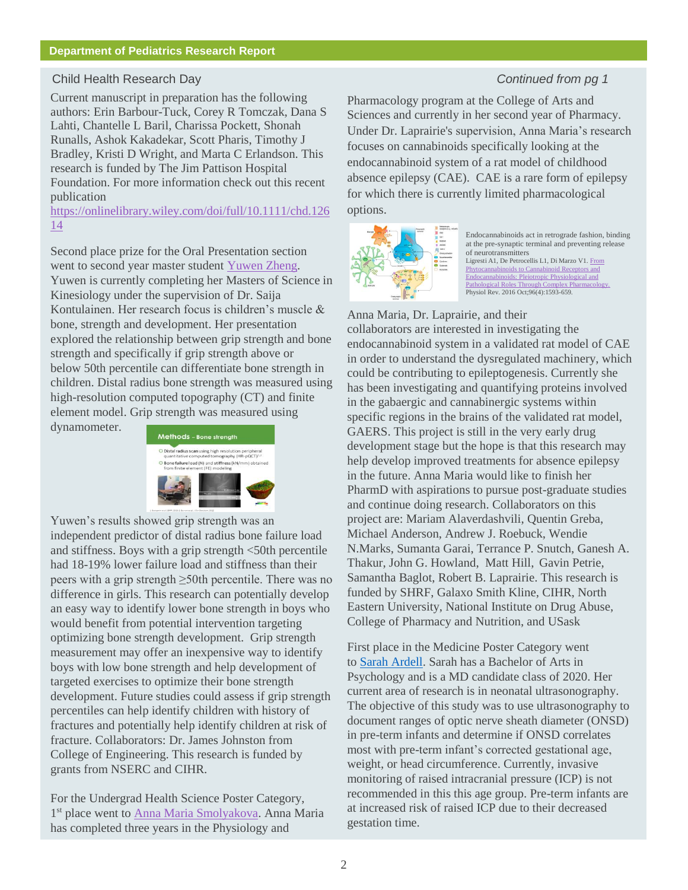## Child Health Research Day

*Continued from pg 1*

Current manuscript in preparation has the following authors: Erin Barbour-Tuck, Corey R Tomczak, Dana S Lahti, Chantelle L Baril, Charissa Pockett, Shonah Runalls, Ashok Kakadekar, Scott Pharis, Timothy J Bradley, Kristi D Wright, and Marta C Erlandson. This research is funded by The Jim Pattison Hospital Foundation. For more information check out this recent publication https://onlinelibrary.wiley.com/doi/full/10.1111/chd.12614

Second place prize for the Oral Presentation section went to second year master student Yuwen Zheng. Yuwen is currently completing her Masters of Science in Kinesiology under the supervision of Dr. Saija Kontulainen. Her research focus is children's muscle & bone, strength and development. Her presentation explored the relationship between grip strength and bone strength and specifically if grip strength above or below 50th percentile can differentiate bone strength in children. Distal radius bone strength was measured using high-resolution computed topography (CT) and finite element model. Grip strength was measured using dynamometer.

Yuwen's results showed grip strength was an independent predictor of distal radius bone failure load and stiffness. Boys with a grip strength <50th percentile had 18-19% lower failure load and stiffness than their peers with a grip strength ≥50th percentile. There was no difference in girls. This research can potentially develop an easy way to identify lower bone strength in boys who would benefit from potential intervention targeting optimizing bone strength development. Grip strength measurement may offer an inexpensive way to identify boys with low bone strength and help development of targeted exercises to optimize their bone strength development. Future studies could assess if grip strength percentiles can help identify children with history of fractures and potentially help identify children at risk of fracture. Collaborators: Dr. James Johnston from College of Engineering. This research is funded by grants from NSERC and CIHR.

For the Undergrad Health Science Poster Category, 1st place went to Anna Maria Smolyakova. Anna Maria has completed three years in the Physiology and Pharmacology program at the College of Arts and Sciences and currently in her second year of Pharmacy. Under Dr. Laprairie's supervision, Anna Maria's research focuses on cannabinoids specifically looking at the endocannabinoid system of a rat model of childhood absence epilepsy (CAE). CAE is a rare form of epilepsy for which there is currently limited pharmacological options.

Endocannabinoids act in retrograde fashion, binding at the pre-synaptic terminal and preventing release of neurotransmitters
Ligresti A1, De Petrocellis L1, Di Marzo V1. From Phytocannabinoids to Cannabinoid Receptors and Endocannabinoids: Pleiotropic Physiological and Pathological Roles Through Complex Pharmacology. Physiol Rev. 2016 Oct;96(4):1593-659.

Anna Maria, Dr. Laprairie, and their collaborators are interested in investigating the endocannabinoid system in a validated rat model of CAE in order to understand the dysregulated machinery, which could be contributing to epileptogenesis. Currently she has been investigating and quantifying proteins involved in the gabaergic and cannabinergic systems within specific regions in the brains of the validated rat model, GAERS. This project is still in the very early drug development stage but the hope is that this research may help develop improved treatments for absence epilepsy in the future. Anna Maria would like to finish her PharmD with aspirations to pursue post-graduate studies and continue doing research. Collaborators on this project are: Mariam Alaverdashvili, Quentin Greba, Michael Anderson, Andrew J. Roebuck, Wendie N.Marks, Sumanta Garai, Terrance P. Snutch, Ganesh A. Thakur, John G. Howland, Matt Hill, Gavin Petrie, Samantha Baglot, Robert B. Laprairie. This research is funded by SHRF, Galaxo Smith Kline, CIHR, North Eastern University, National Institute on Drug Abuse, College of Pharmacy and Nutrition, and USask

First place in the Medicine Poster Category went to Sarah Ardell. Sarah has a Bachelor of Arts in Psychology and is a MD candidate class of 2020. Her current area of research is in neonatal ultrasonography. The objective of this study was to use ultrasonography to document ranges of optic nerve sheath diameter (ONSD) in pre-term infants and determine if ONSD correlates most with pre-term infant's corrected gestational age, weight, or head circumference. Currently, invasive monitoring of raised intracranial pressure (ICP) is not recommended in this this age group. Pre-term infants are at increased risk of raised ICP due to their decreased gestation time.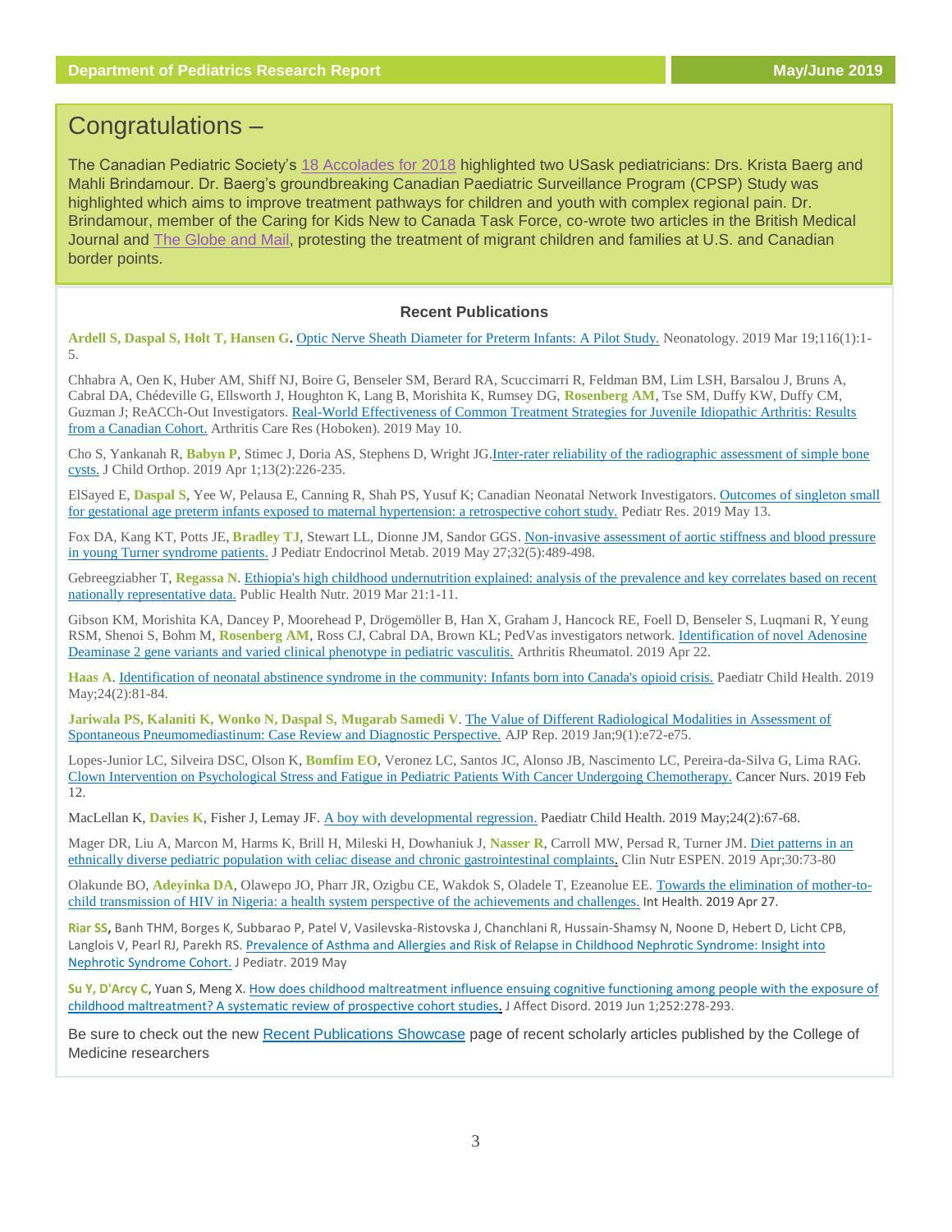# Congratulations –

The Canadian Pediatric Society's 18 Accolades for 2018 highlighted two USask pediatricians: Drs. Krista Baerg and Mahli Brindamour. Dr. Baerg's groundbreaking Canadian Paediatric Surveillance Program (CPSP) Study was highlighted which aims to improve treatment pathways for children and youth with complex regional pain. Dr. Brindamour, member of the Caring for Kids New to Canada Task Force, co-wrote two articles in the British Medical Journal and The Globe and Mail, protesting the treatment of migrant children and families at U.S. and Canadian border points.

## Recent Publications

**Ardell S, Daspal S, Holt T, Hansen G.** Optic Nerve Sheath Diameter for Preterm Infants: A Pilot Study. Neonatology. 2019 Mar 19;116(1):1-5.

Chhabra A, Oen K, Huber AM, Shiff NJ, Boire G, Benseler SM, Berard RA, Scuccimarri R, Feldman BM, Lim LSH, Barsalou J, Bruns A, Cabral DA, Chédeville G, Ellsworth J, Houghton K, Lang B, Morishita K, Rumsey DG, **Rosenberg AM**, Tse SM, Duffy KW, Duffy CM, Guzman J; ReACCh-Out Investigators. Real-World Effectiveness of Common Treatment Strategies for Juvenile Idiopathic Arthritis: Results from a Canadian Cohort. Arthritis Care Res (Hoboken). 2019 May 10.

Cho S, Yankanah R, **Babyn P**, Stimec J, Doria AS, Stephens D, Wright JG. Inter-rater reliability of the radiographic assessment of simple bone cysts. J Child Orthop. 2019 Apr 1;13(2):226-235.

ElSayed E, **Daspal S**, Yee W, Pelausa E, Canning R, Shah PS, Yusuf K; Canadian Neonatal Network Investigators. Outcomes of singleton small for gestational age preterm infants exposed to maternal hypertension: a retrospective cohort study. Pediatr Res. 2019 May 13.

Fox DA, Kang KT, Potts JE, **Bradley TJ**, Stewart LL, Dionne JM, Sandor GGS. Non-invasive assessment of aortic stiffness and blood pressure in young Turner syndrome patients. J Pediatr Endocrinol Metab. 2019 May 27;32(5):489-498.

Gebreegziabher T, **Regassa N**. Ethiopia's high childhood undernutrition explained: analysis of the prevalence and key correlates based on recent nationally representative data. Public Health Nutr. 2019 Mar 21:1-11.

Gibson KM, Morishita KA, Dancey P, Moorehead P, Drögemöller B, Han X, Graham J, Hancock RE, Foell D, Benseler S, Luqmani R, Yeung RSM, Shenoi S, Bohm M, **Rosenberg AM**, Ross CJ, Cabral DA, Brown KL; PedVas investigators network. Identification of novel Adenosine Deaminase 2 gene variants and varied clinical phenotype in pediatric vasculitis. Arthritis Rheumatol. 2019 Apr 22.

**Haas A**. Identification of neonatal abstinence syndrome in the community: Infants born into Canada's opioid crisis. Paediatr Child Health. 2019 May;24(2):81-84.

**Jariwala PS, Kalaniti K, Wonko N, Daspal S, Mugarab Samedi V**. The Value of Different Radiological Modalities in Assessment of Spontaneous Pneumomediastinum: Case Review and Diagnostic Perspective. AJP Rep. 2019 Jan;9(1):e72-e75.

Lopes-Junior LC, Silveira DSC, Olson K, **Bomfim EO**, Veronez LC, Santos JC, Alonso JB, Nascimento LC, Pereira-da-Silva G, Lima RAG. Clown Intervention on Psychological Stress and Fatigue in Pediatric Patients With Cancer Undergoing Chemotherapy. Cancer Nurs. 2019 Feb 12.

MacLellan K, **Davies K**, Fisher J, Lemay JF. A boy with developmental regression. Paediatr Child Health. 2019 May;24(2):67-68.

Mager DR, Liu A, Marcon M, Harms K, Brill H, Mileski H, Dowhaniuk J, **Nasser R**, Carroll MW, Persad R, Turner JM. Diet patterns in an ethnically diverse pediatric population with celiac disease and chronic gastrointestinal complaints. Clin Nutr ESPEN. 2019 Apr;30:73-80

Olakunde BO, **Adeyinka DA**, Olawepo JO, Pharr JR, Ozigbu CE, Wakdok S, Oladele T, Ezeanolue EE. Towards the elimination of mother-to-child transmission of HIV in Nigeria: a health system perspective of the achievements and challenges. Int Health. 2019 Apr 27.

**Riar SS**, Banh THM, Borges K, Subbarao P, Patel V, Vasilevska-Ristovska J, Chanchlani R, Hussain-Shamsy N, Noone D, Hebert D, Licht CPB, Langlois V, Pearl RJ, Parekh RS. Prevalence of Asthma and Allergies and Risk of Relapse in Childhood Nephrotic Syndrome: Insight into Nephrotic Syndrome Cohort. J Pediatr. 2019 May

**Su Y, D'Arcy C**, Yuan S, Meng X. How does childhood maltreatment influence ensuing cognitive functioning among people with the exposure of childhood maltreatment? A systematic review of prospective cohort studies. J Affect Disord. 2019 Jun 1;252:278-293.

Be sure to check out the new Recent Publications Showcase page of recent scholarly articles published by the College of Medicine researchers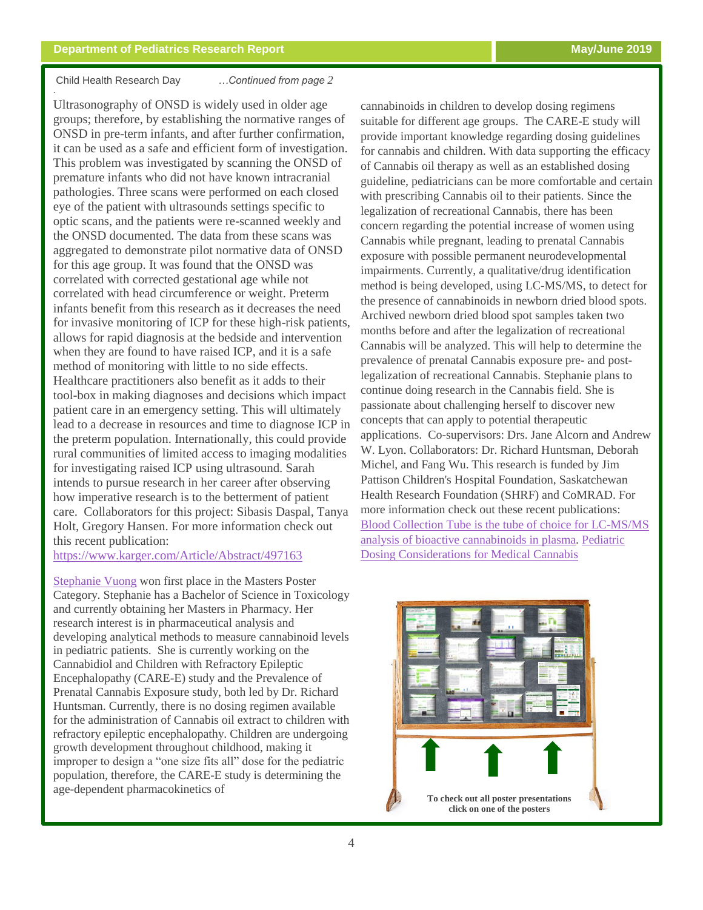Child Health Research Day *…Continued from page 2*

Ultrasonography of ONSD is widely used in older age groups; therefore, by establishing the normative ranges of ONSD in pre-term infants, and after further confirmation, it can be used as a safe and efficient form of investigation. This problem was investigated by scanning the ONSD of premature infants who did not have known intracranial pathologies. Three scans were performed on each closed eye of the patient with ultrasounds settings specific to optic scans, and the patients were re-scanned weekly and the ONSD documented. The data from these scans was aggregated to demonstrate pilot normative data of ONSD for this age group. It was found that the ONSD was correlated with corrected gestational age while not correlated with head circumference or weight. Preterm infants benefit from this research as it decreases the need for invasive monitoring of ICP for these high-risk patients, allows for rapid diagnosis at the bedside and intervention when they are found to have raised ICP, and it is a safe method of monitoring with little to no side effects. Healthcare practitioners also benefit as it adds to their tool-box in making diagnoses and decisions which impact patient care in an emergency setting. This will ultimately lead to a decrease in resources and time to diagnose ICP in the preterm population. Internationally, this could provide rural communities of limited access to imaging modalities for investigating raised ICP using ultrasound. Sarah intends to pursue research in her career after observing how imperative research is to the betterment of patient care. Collaborators for this project: Sibasis Daspal, Tanya Holt, Gregory Hansen. For more information check out this recent publication: [https://www.karger.com/Article/Abstract/497163](https://www.karger.com/Article/Abstract/497163)

Stephanie Vuong won first place in the Masters Poster Category. Stephanie has a Bachelor of Science in Toxicology and currently obtaining her Masters in Pharmacy. Her research interest is in pharmaceutical analysis and developing analytical methods to measure cannabinoid levels in pediatric patients. She is currently working on the Cannabidiol and Children with Refractory Epileptic Encephalopathy (CARE-E) study and the Prevalence of Prenatal Cannabis Exposure study, both led by Dr. Richard Huntsman. Currently, there is no dosing regimen available for the administration of Cannabis oil extract to children with refractory epileptic encephalopathy. Children are undergoing growth development throughout childhood, making it improper to design a "one size fits all" dose for the pediatric population, therefore, the CARE-E study is determining the age-dependent pharmacokinetics of cannabinoids in children to develop dosing regimens suitable for different age groups. The CARE-E study will provide important knowledge regarding dosing guidelines for cannabis and children. With data supporting the efficacy of Cannabis oil therapy as well as an established dosing guideline, pediatricians can be more comfortable and certain with prescribing Cannabis oil to their patients. Since the legalization of recreational Cannabis, there has been concern regarding the potential increase of women using Cannabis while pregnant, leading to prenatal Cannabis exposure with possible permanent neurodevelopmental impairments. Currently, a qualitative/drug identification method is being developed, using LC-MS/MS, to detect for the presence of cannabinoids in newborn dried blood spots. Archived newborn dried blood spot samples taken two months before and after the legalization of recreational Cannabis will be analyzed. This will help to determine the prevalence of prenatal Cannabis exposure pre- and post-legalization of recreational Cannabis. Stephanie plans to continue doing research in the Cannabis field. She is passionate about challenging herself to discover new concepts that can apply to potential therapeutic applications. Co-supervisors: Drs. Jane Alcorn and Andrew W. Lyon. Collaborators: Dr. Richard Huntsman, Deborah Michel, and Fang Wu. This research is funded by Jim Pattison Children's Hospital Foundation, Saskatchewan Health Research Foundation (SHRF) and CoMRAD. For more information check out these recent publications: Blood Collection Tube is the tube of choice for LC-MS/MS analysis of bioactive cannabinoids in plasma. Pediatric Dosing Considerations for Medical Cannabis

**To check out all poster presentations click on one of the posters**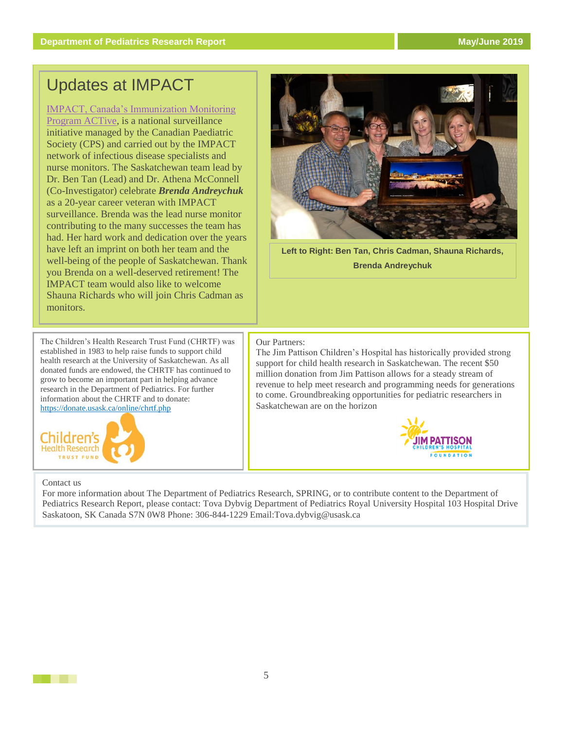# Updates at IMPACT

IMPACT, Canada's Immunization Monitoring Program ACTive, is a national surveillance initiative managed by the Canadian Paediatric Society (CPS) and carried out by the IMPACT network of infectious disease specialists and nurse monitors. The Saskatchewan team lead by Dr. Ben Tan (Lead) and Dr. Athena McConnell (Co-Investigator) celebrate ***Brenda Andreychuk*** as a 20-year career veteran with IMPACT surveillance. Brenda was the lead nurse monitor contributing to the many successes the team has had. Her hard work and dedication over the years have left an imprint on both her team and the well-being of the people of Saskatchewan. Thank you Brenda on a well-deserved retirement! The IMPACT team would also like to welcome Shauna Richards who will join Chris Cadman as monitors.

**Left to Right: Ben Tan, Chris Cadman, Shauna Richards, Brenda Andreychuk**

The Children's Health Research Trust Fund (CHRTF) was established in 1983 to help raise funds to support child health research at the University of Saskatchewan. As all donated funds are endowed, the CHRTF has continued to grow to become an important part in helping advance research in the Department of Pediatrics. For further information about the CHRTF and to donate: https://donate.usask.ca/online/chrtf.php

Children's Health Research Trust Fund

Our Partners:
The Jim Pattison Children's Hospital has historically provided strong support for child health research in Saskatchewan. The recent $50 million donation from Jim Pattison allows for a steady stream of revenue to help meet research and programming needs for generations to come. Groundbreaking opportunities for pediatric researchers in Saskatchewan are on the horizon

Jim Pattison Children's Hospital Foundation

Contact us
For more information about The Department of Pediatrics Research, SPRING, or to contribute content to the Department of Pediatrics Research Report, please contact: Tova Dybvig Department of Pediatrics Royal University Hospital 103 Hospital Drive Saskatoon, SK Canada S7N 0W8 Phone: 306-844-1229 Email:Tova.dybvig@usask.ca